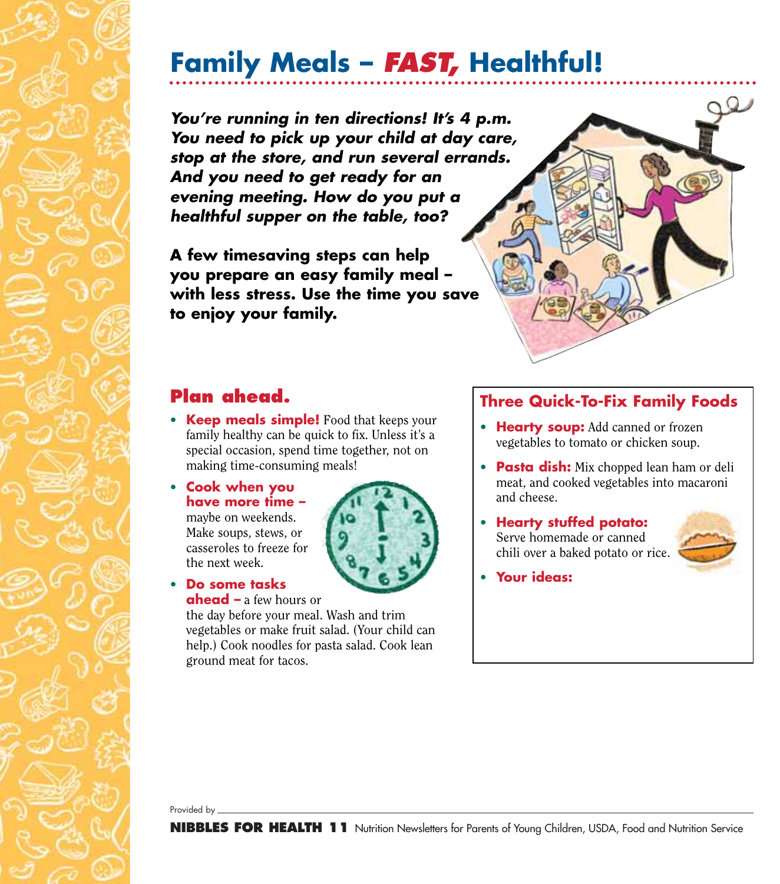# Family Meals – ***FAST,*** Healthful!

***You're running in ten directions! It's 4 p.m. You need to pick up your child at day care, stop at the store, and run several errands. And you need to get ready for an evening meeting. How do you put a healthful supper on the table, too?***

**A few timesaving steps can help you prepare an easy family meal – with less stress. Use the time you save to enjoy your family.**

## Plan ahead.

- **Keep meals simple!** Food that keeps your family healthy can be quick to fix. Unless it's a special occasion, spend time together, not on making time-consuming meals!
- **Cook when you have more time –** maybe on weekends. Make soups, stews, or casseroles to freeze for the next week.
- **Do some tasks ahead –** a few hours or the day before your meal. Wash and trim vegetables or make fruit salad. (Your child can help.) Cook noodles for pasta salad. Cook lean ground meat for tacos.

### Three Quick-To-Fix Family Foods

- **Hearty soup:** Add canned or frozen vegetables to tomato or chicken soup.
- **Pasta dish:** Mix chopped lean ham or deli meat, and cooked vegetables into macaroni and cheese.
- **Hearty stuffed potato:** Serve homemade or canned chili over a baked potato or rice.
- **Your ideas:**

Provided by

**NIBBLES FOR HEALTH 11** Nutrition Newsletters for Parents of Young Children, USDA, Food and Nutrition Service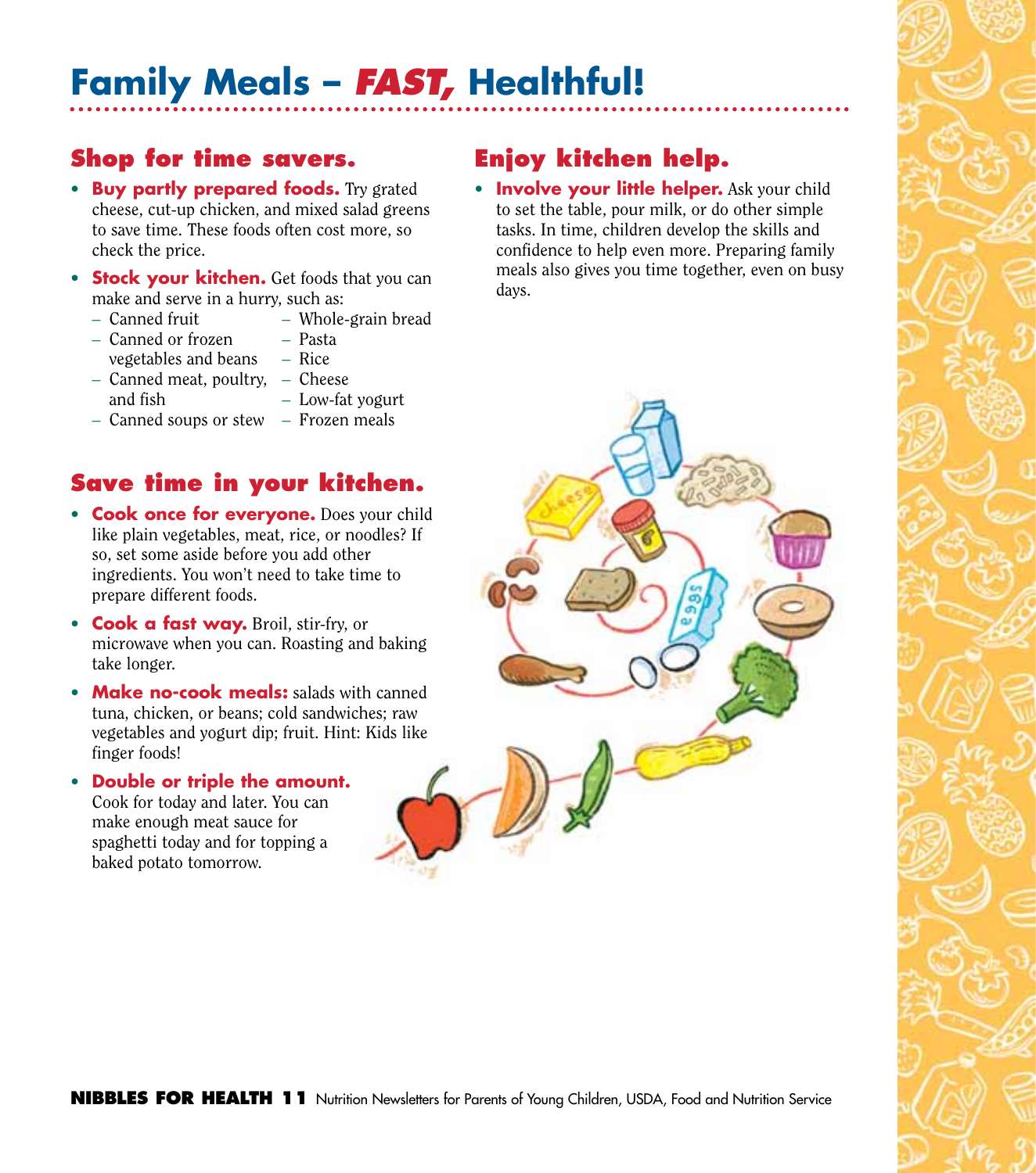# Family Meals – *FAST,* Healthful!

## Shop for time savers.

- **Buy partly prepared foods.** Try grated cheese, cut-up chicken, and mixed salad greens to save time. These foods often cost more, so check the price.
- **Stock your kitchen.** Get foods that you can make and serve in a hurry, such as:
  - Canned fruit
  - Canned or frozen vegetables and beans
  - Canned meat, poultry, and fish
  - Canned soups or stew
  - Whole-grain bread
  - Pasta
  - Rice
  - Cheese
  - Low-fat yogurt
  - Frozen meals

## Save time in your kitchen.

- **Cook once for everyone.** Does your child like plain vegetables, meat, rice, or noodles? If so, set some aside before you add other ingredients. You won't need to take time to prepare different foods.
- **Cook a fast way.** Broil, stir-fry, or microwave when you can. Roasting and baking take longer.
- **Make no-cook meals:** salads with canned tuna, chicken, or beans; cold sandwiches; raw vegetables and yogurt dip; fruit. Hint: Kids like finger foods!
- **Double or triple the amount.** Cook for today and later. You can make enough meat sauce for spaghetti today and for topping a baked potato tomorrow.

## Enjoy kitchen help.

- **Involve your little helper.** Ask your child to set the table, pour milk, or do other simple tasks. In time, children develop the skills and confidence to help even more. Preparing family meals also gives you time together, even on busy days.

**NIBBLES FOR HEALTH 11** Nutrition Newsletters for Parents of Young Children, USDA, Food and Nutrition Service